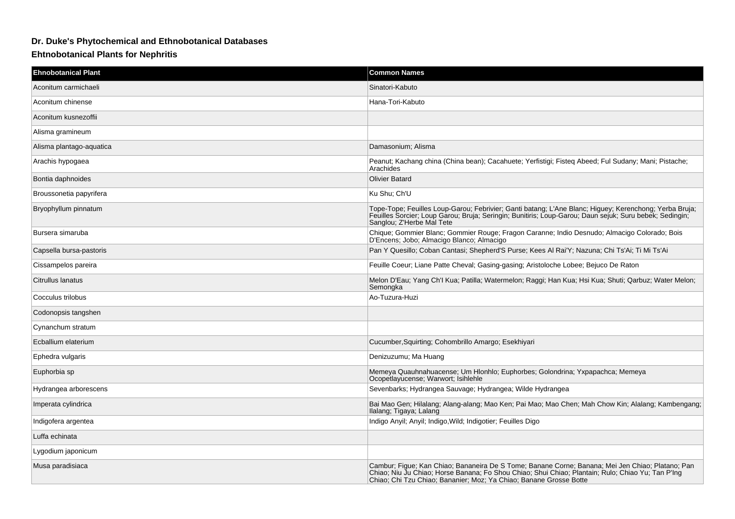## Dr. Duke's Phytochemical and Ethnobotanical Databases

### Ehtnobotanical Plants for Nephritis

| Ehnobotanical Plant | Common Names |
| --- | --- |
| Aconitum carmichaeli | Sinatori-Kabuto |
| Aconitum chinense | Hana-Tori-Kabuto |
| Aconitum kusnezoffii | |
| Alisma gramineum | |
| Alisma plantago-aquatica | Damasonium; Alisma |
| Arachis hypogaea | Peanut; Kachang china (China bean); Cacahuete; Yerfistigi; Fisteq Abeed; Ful Sudany; Mani; Pistache; Arachides |
| Bontia daphnoides | Olivier Batard |
| Broussonetia papyrifera | Ku Shu; Ch'U |
| Bryophyllum pinnatum | Tope-Tope; Feuilles Loup-Garou; Febrivier; Ganti batang; L'Ane Blanc; Higuey; Kerenchong; Yerba Bruja; Feuilles Sorcier; Loup Garou; Bruja; Seringin; Bunitiris; Loup-Garou; Daun sejuk; Suru bebek; Sedingin; Sanglou; Z'Herbe Mal Tete |
| Bursera simaruba | Chique; Gommier Blanc; Gommier Rouge; Fragon Caranne; Indio Desnudo; Almacigo Colorado; Bois D'Encens; Jobo; Almacigo Blanco; Almacigo |
| Capsella bursa-pastoris | Pan Y Quesillo; Coban Cantasi; Shepherd'S Purse; Kees Al Rai'Y; Nazuna; Chi Ts'Ai; Ti Mi Ts'Ai |
| Cissampelos pareira | Feuille Coeur; Liane Patte Cheval; Gasing-gasing; Aristoloche Lobee; Bejuco De Raton |
| Citrullus lanatus | Melon D'Eau; Yang Ch'I Kua; Patilla; Watermelon; Raggi; Han Kua; Hsi Kua; Shuti; Qarbuz; Water Melon; Semongka |
| Cocculus trilobus | Ao-Tuzura-Huzi |
| Codonopsis tangshen | |
| Cynanchum stratum | |
| Ecballium elaterium | Cucumber,Squirting; Cohombrillo Amargo; Esekhiyari |
| Ephedra vulgaris | Denizuzumu; Ma Huang |
| Euphorbia sp | Memeya Quauhnahuacense; Um Hlonhlo; Euphorbes; Golondrina; Yxpapachca; Memeya Ocopetlayucense; Warwort; Isihlehle |
| Hydrangea arborescens | Sevenbarks; Hydrangea Sauvage; Hydrangea; Wilde Hydrangea |
| Imperata cylindrica | Bai Mao Gen; Hilalang; Alang-alang; Mao Ken; Pai Mao; Mao Chen; Mah Chow Kin; Alalang; Kambengang; Ilalang; Tigaya; Lalang |
| Indigofera argentea | Indigo Anyil; Anyil; Indigo,Wild; Indigotier; Feuilles Digo |
| Luffa echinata | |
| Lygodium japonicum | |
| Musa paradisiaca | Cambur; Figue; Kan Chiao; Bananeira De S Tome; Banane Corne; Banana; Mei Jen Chiao; Platano; Pan Chiao; Niu Ju Chiao; Horse Banana; Fo Shou Chiao; Shui Chiao; Plantain; Rulo; Chiao Yu; Tan P'Ing Chiao; Chi Tzu Chiao; Bananier; Moz; Ya Chiao; Banane Grosse Botte |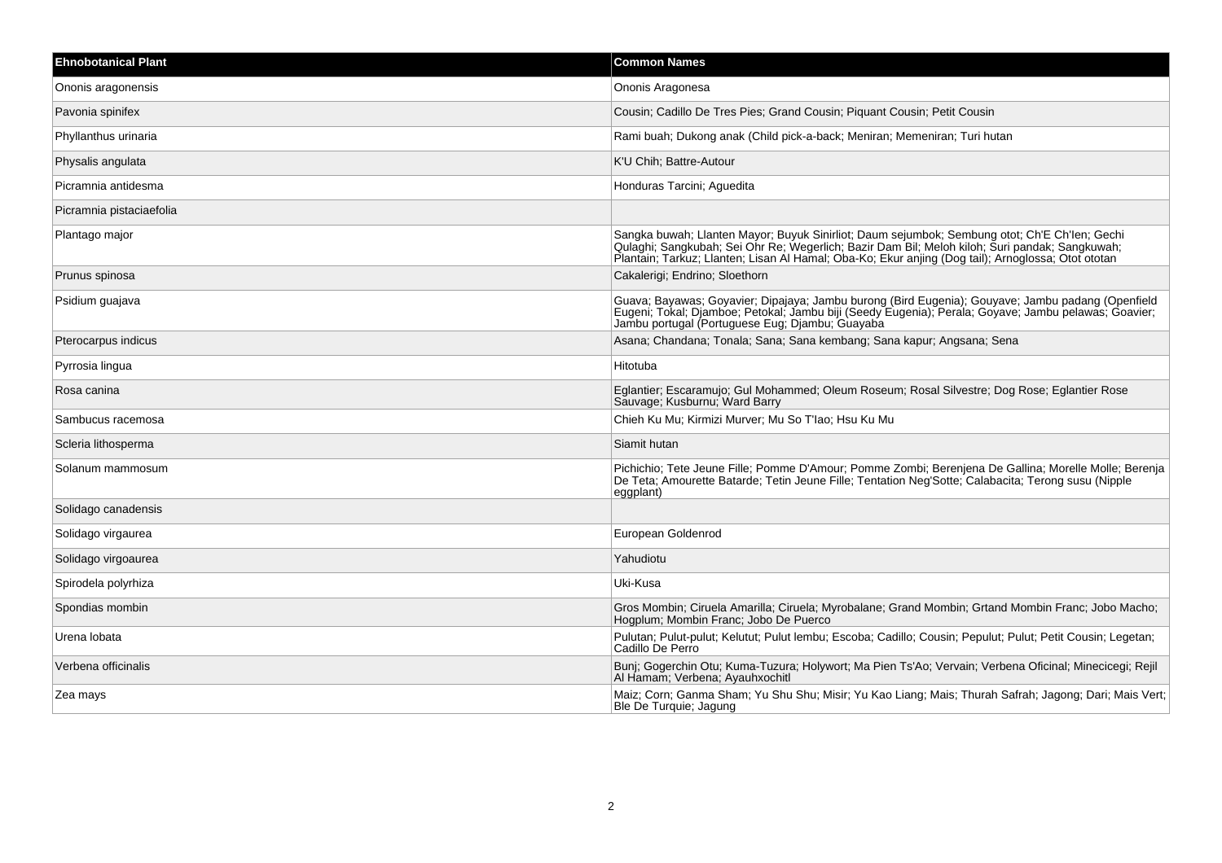| Ehnobotanical Plant | Common Names |
| --- | --- |
| Ononis aragonensis | Ononis Aragonesa |
| Pavonia spinifex | Cousin; Cadillo De Tres Pies; Grand Cousin; Piquant Cousin; Petit Cousin |
| Phyllanthus urinaria | Rami buah; Dukong anak (Child pick-a-back; Meniran; Memeniran; Turi hutan |
| Physalis angulata | K'U Chih; Battre-Autour |
| Picramnia antidesma | Honduras Tarcini; Aguedita |
| Picramnia pistaciaefolia | |
| Plantago major | Sangka buwah; Llanten Mayor; Buyuk Sinirliot; Daum sejumbok; Sembung otot; Ch'E Ch'Ien; Gechi Qulaghi; Sangkubah; Sei Ohr Re; Wegerlich; Bazir Dam Bil; Meloh kiloh; Suri pandak; Sangkuwah; Plantain; Tarkuz; Llanten; Lisan Al Hamal; Oba-Ko; Ekur anjing (Dog tail); Arnoglossa; Otot ototan |
| Prunus spinosa | Cakalerigi; Endrino; Sloethorn |
| Psidium guajava | Guava; Bayawas; Goyavier; Dipajaya; Jambu burong (Bird Eugenia); Gouyave; Jambu padang (Openfield Eugeni; Tokal; Djamboe; Petokal; Jambu biji (Seedy Eugenia); Perala; Goyave; Jambu pelawas; Goavier; Jambu portugal (Portuguese Eug; Djambu; Guayaba |
| Pterocarpus indicus | Asana; Chandana; Tonala; Sana; Sana kembang; Sana kapur; Angsana; Sena |
| Pyrrosia lingua | Hitotuba |
| Rosa canina | Eglantier; Escaramujo; Gul Mohammed; Oleum Roseum; Rosal Silvestre; Dog Rose; Eglantier Rose Sauvage; Kusburnu; Ward Barry |
| Sambucus racemosa | Chieh Ku Mu; Kirmizi Murver; Mu So T'Iao; Hsu Ku Mu |
| Scleria lithosperma | Siamit hutan |
| Solanum mammosum | Pichichio; Tete Jeune Fille; Pomme D'Amour; Pomme Zombi; Berenjena De Gallina; Morelle Molle; Berenja De Teta; Amourette Batarde; Tetin Jeune Fille; Tentation Neg'Sotte; Calabacita; Terong susu (Nipple eggplant) |
| Solidago canadensis | |
| Solidago virgaurea | European Goldenrod |
| Solidago virgoaurea | Yahudiotu |
| Spirodela polyrhiza | Uki-Kusa |
| Spondias mombin | Gros Mombin; Ciruela Amarilla; Ciruela; Myrobalane; Grand Mombin; Grtand Mombin Franc; Jobo Macho; Hogplum; Mombin Franc; Jobo De Puerco |
| Urena lobata | Pulutan; Pulut-pulut; Kelutut; Pulut lembu; Escoba; Cadillo; Cousin; Pepulut; Pulut; Petit Cousin; Legetan; Cadillo De Perro |
| Verbena officinalis | Bunj; Gogerchin Otu; Kuma-Tuzura; Holywort; Ma Pien Ts'Ao; Vervain; Verbena Oficinal; Minecicegi; Rejil Al Hamam; Verbena; Ayauhxochitl |
| Zea mays | Maiz; Corn; Ganma Sham; Yu Shu Shu; Misir; Yu Kao Liang; Mais; Thurah Safrah; Jagong; Dari; Mais Vert; Ble De Turquie; Jagung |